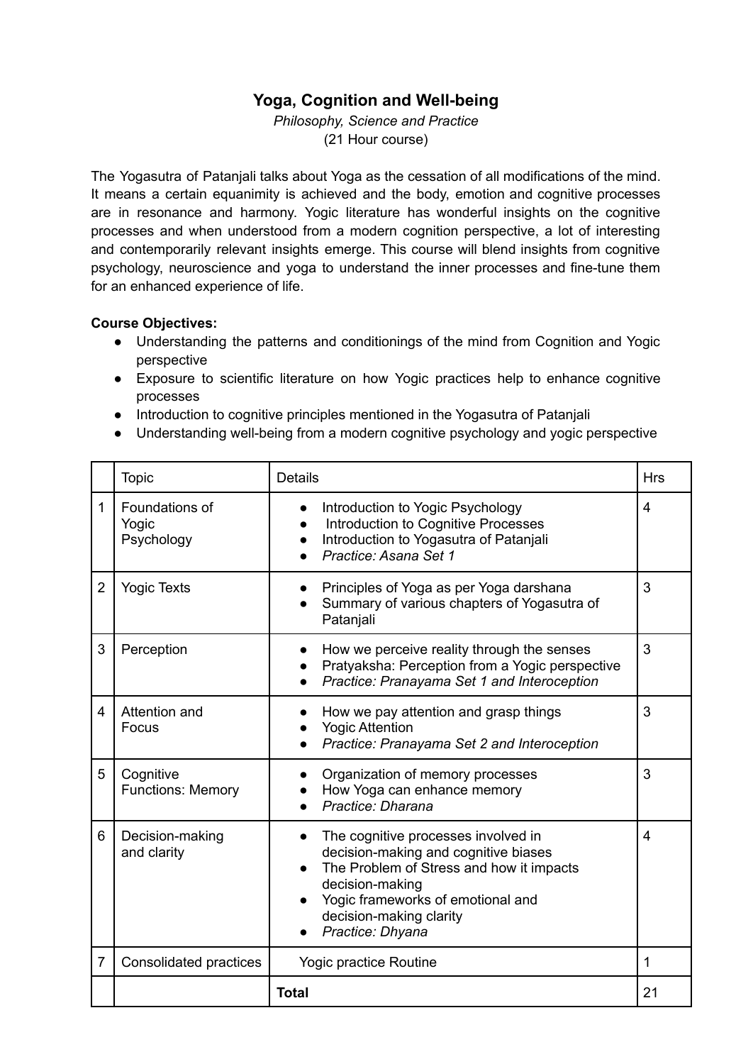# Yoga, Cognition and Well-being

*Philosophy, Science and Practice*

(21 Hour course)

The Yogasutra of Patanjali talks about Yoga as the cessation of all modifications of the mind. It means a certain equanimity is achieved and the body, emotion and cognitive processes are in resonance and harmony. Yogic literature has wonderful insights on the cognitive processes and when understood from a modern cognition perspective, a lot of interesting and contemporarily relevant insights emerge. This course will blend insights from cognitive psychology, neuroscience and yoga to understand the inner processes and fine-tune them for an enhanced experience of life.

**Course Objectives:**

- Understanding the patterns and conditionings of the mind from Cognition and Yogic perspective
- Exposure to scientific literature on how Yogic practices help to enhance cognitive processes
- Introduction to cognitive principles mentioned in the Yogasutra of Patanjali
- Understanding well-being from a modern cognitive psychology and yogic perspective

| | Topic | Details | Hrs |
|---|---|---|---|
| 1 | Foundations of Yogic Psychology | • Introduction to Yogic Psychology<br>• Introduction to Cognitive Processes<br>• Introduction to Yogasutra of Patanjali<br>• *Practice: Asana Set 1* | 4 |
| 2 | Yogic Texts | • Principles of Yoga as per Yoga darshana<br>• Summary of various chapters of Yogasutra of Patanjali | 3 |
| 3 | Perception | • How we perceive reality through the senses<br>• Pratyaksha: Perception from a Yogic perspective<br>• *Practice: Pranayama Set 1 and Interoception* | 3 |
| 4 | Attention and Focus | • How we pay attention and grasp things<br>• Yogic Attention<br>• *Practice: Pranayama Set 2 and Interoception* | 3 |
| 5 | Cognitive Functions: Memory | • Organization of memory processes<br>• How Yoga can enhance memory<br>• *Practice: Dharana* | 3 |
| 6 | Decision-making and clarity | • The cognitive processes involved in decision-making and cognitive biases<br>• The Problem of Stress and how it impacts decision-making<br>• Yogic frameworks of emotional and decision-making clarity<br>• *Practice: Dhyana* | 4 |
| 7 | Consolidated practices | Yogic practice Routine | 1 |
| | | **Total** | 21 |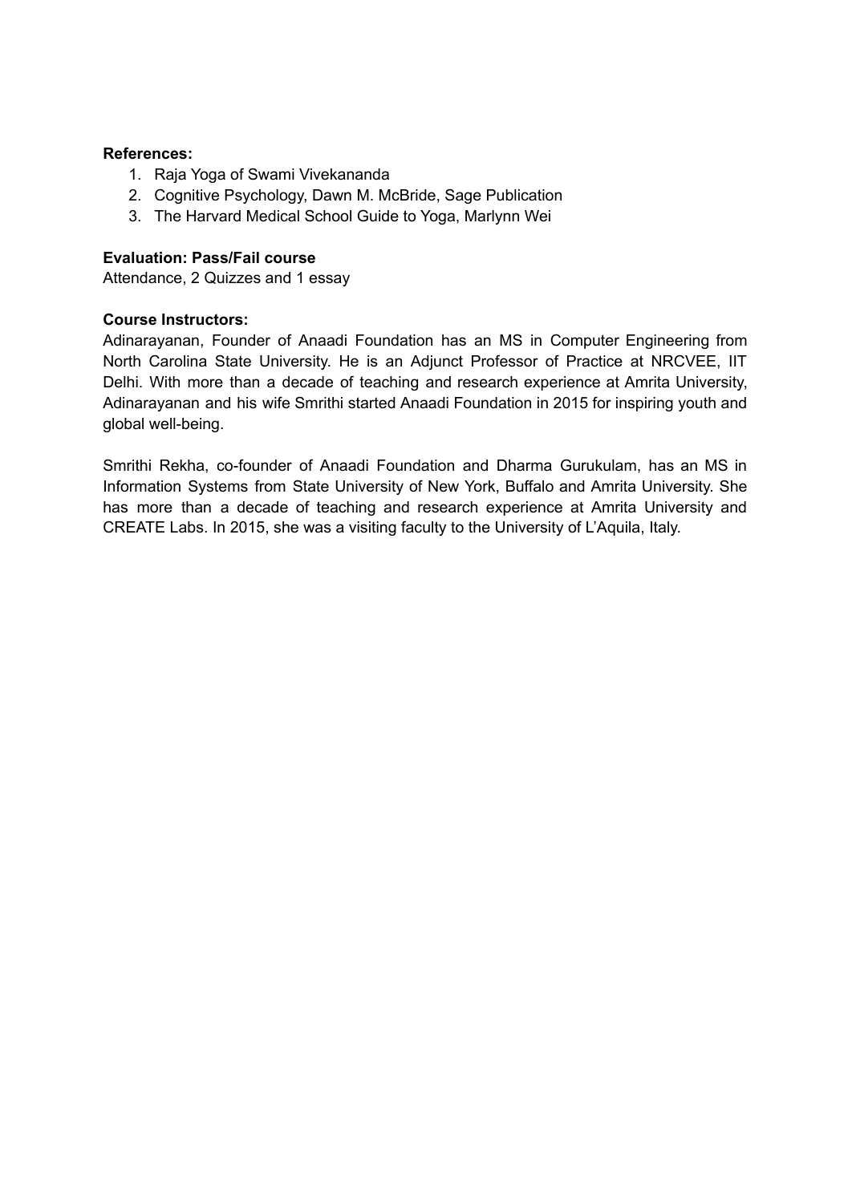**References:**

1. Raja Yoga of Swami Vivekananda
2. Cognitive Psychology, Dawn M. McBride, Sage Publication
3. The Harvard Medical School Guide to Yoga, Marlynn Wei

**Evaluation: Pass/Fail course**

Attendance, 2 Quizzes and 1 essay

**Course Instructors:**

Adinarayanan, Founder of Anaadi Foundation has an MS in Computer Engineering from North Carolina State University. He is an Adjunct Professor of Practice at NRCVEE, IIT Delhi. With more than a decade of teaching and research experience at Amrita University, Adinarayanan and his wife Smrithi started Anaadi Foundation in 2015 for inspiring youth and global well-being.

Smrithi Rekha, co-founder of Anaadi Foundation and Dharma Gurukulam, has an MS in Information Systems from State University of New York, Buffalo and Amrita University. She has more than a decade of teaching and research experience at Amrita University and CREATE Labs. In 2015, she was a visiting faculty to the University of L'Aquila, Italy.